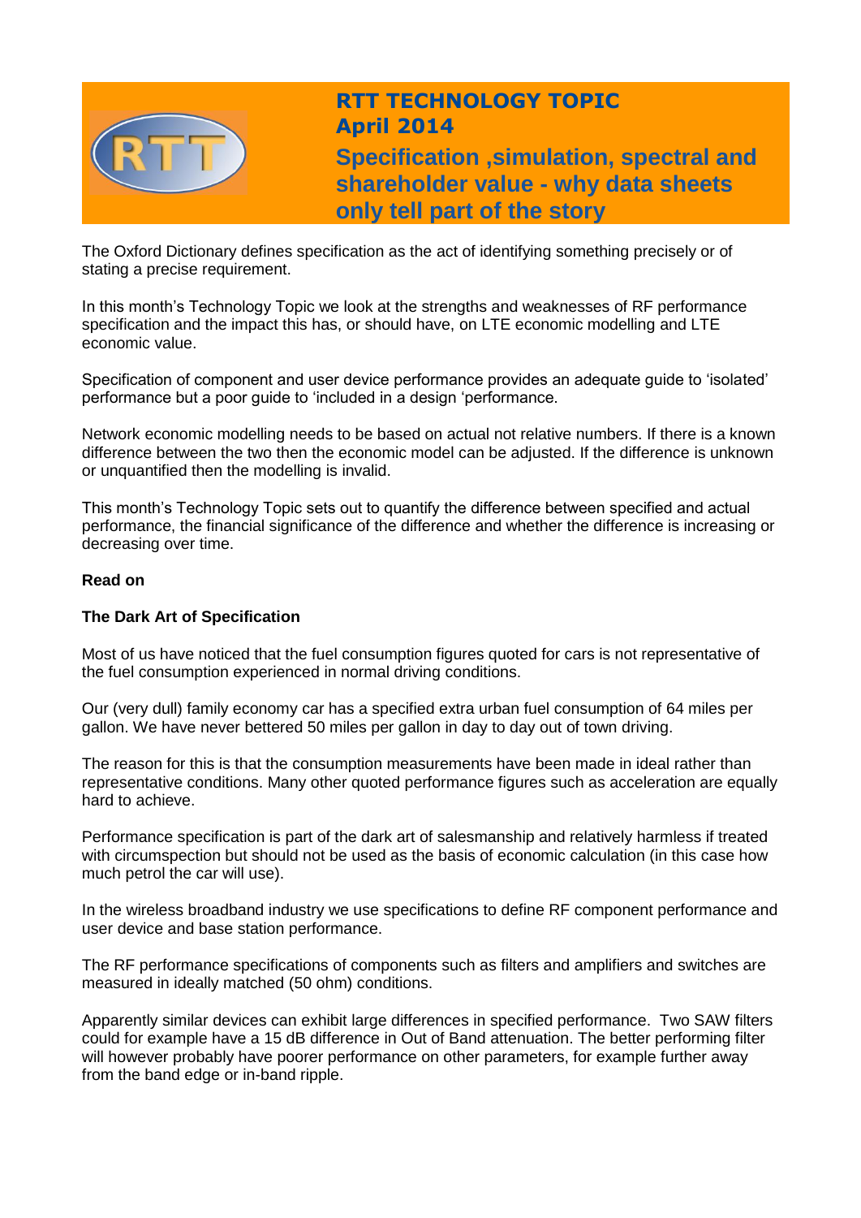# RTT TECHNOLOGY TOPIC
## April 2014
## Specification ,simulation, spectral and shareholder value - why data sheets only tell part of the story

The Oxford Dictionary defines specification as the act of identifying something precisely or of stating a precise requirement.

In this month's Technology Topic we look at the strengths and weaknesses of RF performance specification and the impact this has, or should have, on LTE economic modelling and LTE economic value.

Specification of component and user device performance provides an adequate guide to 'isolated' performance but a poor guide to 'included in a design 'performance.

Network economic modelling needs to be based on actual not relative numbers. If there is a known difference between the two then the economic model can be adjusted. If the difference is unknown or unquantified then the modelling is invalid.

This month's Technology Topic sets out to quantify the difference between specified and actual performance, the financial significance of the difference and whether the difference is increasing or decreasing over time.

**Read on**

**The Dark Art of Specification**

Most of us have noticed that the fuel consumption figures quoted for cars is not representative of the fuel consumption experienced in normal driving conditions.

Our (very dull) family economy car has a specified extra urban fuel consumption of 64 miles per gallon. We have never bettered 50 miles per gallon in day to day out of town driving.

The reason for this is that the consumption measurements have been made in ideal rather than representative conditions. Many other quoted performance figures such as acceleration are equally hard to achieve.

Performance specification is part of the dark art of salesmanship and relatively harmless if treated with circumspection but should not be used as the basis of economic calculation (in this case how much petrol the car will use).

In the wireless broadband industry we use specifications to define RF component performance and user device and base station performance.

The RF performance specifications of components such as filters and amplifiers and switches are measured in ideally matched (50 ohm) conditions.

Apparently similar devices can exhibit large differences in specified performance. Two SAW filters could for example have a 15 dB difference in Out of Band attenuation. The better performing filter will however probably have poorer performance on other parameters, for example further away from the band edge or in-band ripple.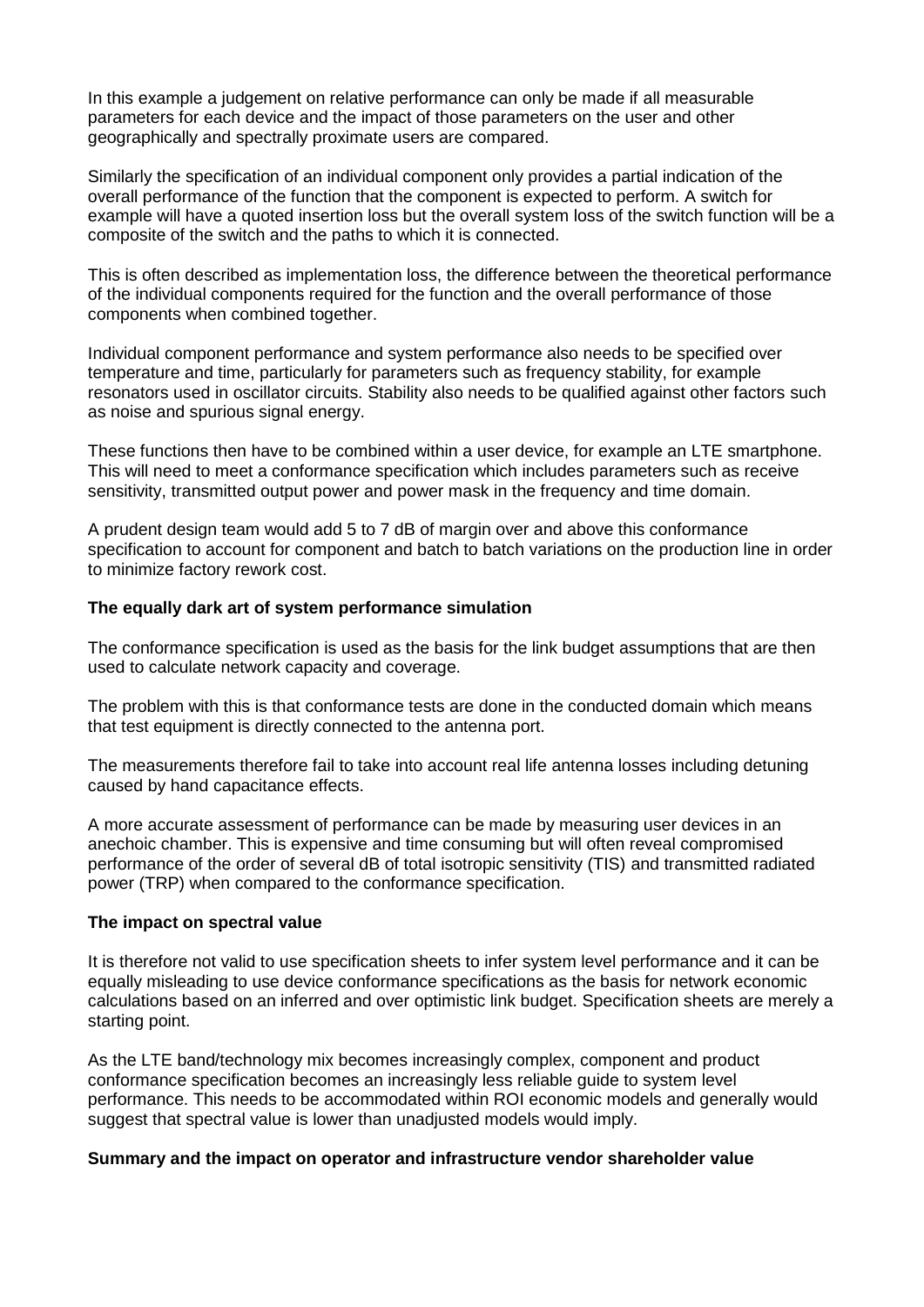In this example a judgement on relative performance can only be made if all measurable parameters for each device and the impact of those parameters on the user and other geographically and spectrally proximate users are compared.

Similarly the specification of an individual component only provides a partial indication of the overall performance of the function that the component is expected to perform. A switch for example will have a quoted insertion loss but the overall system loss of the switch function will be a composite of the switch and the paths to which it is connected.

This is often described as implementation loss, the difference between the theoretical performance of the individual components required for the function and the overall performance of those components when combined together.

Individual component performance and system performance also needs to be specified over temperature and time, particularly for parameters such as frequency stability, for example resonators used in oscillator circuits. Stability also needs to be qualified against other factors such as noise and spurious signal energy.

These functions then have to be combined within a user device, for example an LTE smartphone. This will need to meet a conformance specification which includes parameters such as receive sensitivity, transmitted output power and power mask in the frequency and time domain.

A prudent design team would add 5 to 7 dB of margin over and above this conformance specification to account for component and batch to batch variations on the production line in order to minimize factory rework cost.

**The equally dark art of system performance simulation**

The conformance specification is used as the basis for the link budget assumptions that are then used to calculate network capacity and coverage.

The problem with this is that conformance tests are done in the conducted domain which means that test equipment is directly connected to the antenna port.

The measurements therefore fail to take into account real life antenna losses including detuning caused by hand capacitance effects.

A more accurate assessment of performance can be made by measuring user devices in an anechoic chamber. This is expensive and time consuming but will often reveal compromised performance of the order of several dB of total isotropic sensitivity (TIS) and transmitted radiated power (TRP) when compared to the conformance specification.

**The impact on spectral value**

It is therefore not valid to use specification sheets to infer system level performance and it can be equally misleading to use device conformance specifications as the basis for network economic calculations based on an inferred and over optimistic link budget. Specification sheets are merely a starting point.

As the LTE band/technology mix becomes increasingly complex, component and product conformance specification becomes an increasingly less reliable guide to system level performance. This needs to be accommodated within ROI economic models and generally would suggest that spectral value is lower than unadjusted models would imply.

**Summary and the impact on operator and infrastructure vendor shareholder value**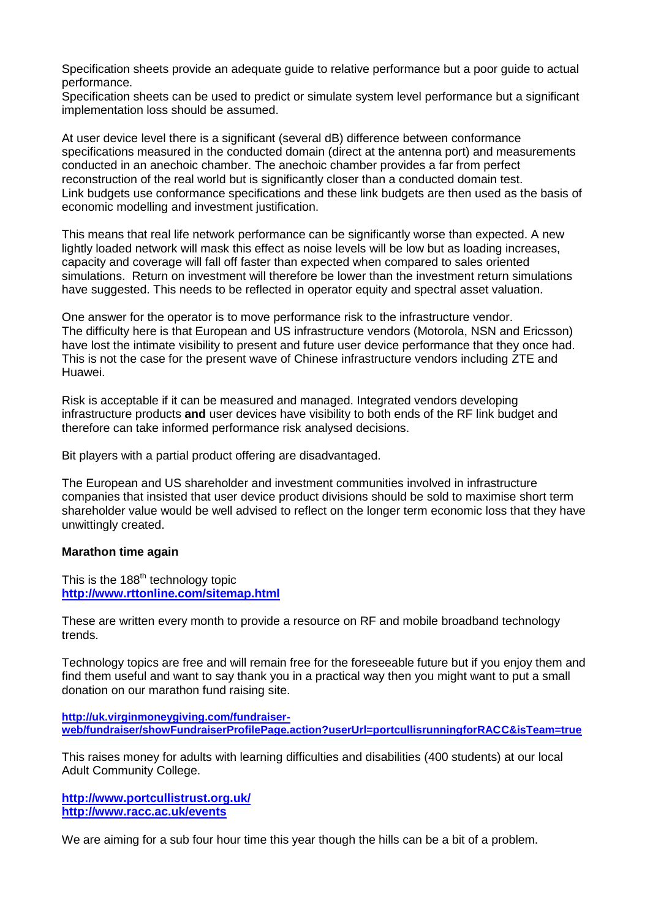Specification sheets provide an adequate guide to relative performance but a poor guide to actual performance.
Specification sheets can be used to predict or simulate system level performance but a significant implementation loss should be assumed.

At user device level there is a significant (several dB) difference between conformance specifications measured in the conducted domain (direct at the antenna port) and measurements conducted in an anechoic chamber. The anechoic chamber provides a far from perfect reconstruction of the real world but is significantly closer than a conducted domain test.
Link budgets use conformance specifications and these link budgets are then used as the basis of economic modelling and investment justification.

This means that real life network performance can be significantly worse than expected. A new lightly loaded network will mask this effect as noise levels will be low but as loading increases, capacity and coverage will fall off faster than expected when compared to sales oriented simulations. Return on investment will therefore be lower than the investment return simulations have suggested. This needs to be reflected in operator equity and spectral asset valuation.

One answer for the operator is to move performance risk to the infrastructure vendor.
The difficulty here is that European and US infrastructure vendors (Motorola, NSN and Ericsson) have lost the intimate visibility to present and future user device performance that they once had. This is not the case for the present wave of Chinese infrastructure vendors including ZTE and Huawei.

Risk is acceptable if it can be measured and managed. Integrated vendors developing infrastructure products **and** user devices have visibility to both ends of the RF link budget and therefore can take informed performance risk analysed decisions.

Bit players with a partial product offering are disadvantaged.

The European and US shareholder and investment communities involved in infrastructure companies that insisted that user device product divisions should be sold to maximise short term shareholder value would be well advised to reflect on the longer term economic loss that they have unwittingly created.

**Marathon time again**

This is the 188th technology topic
http://www.rttonline.com/sitemap.html

These are written every month to provide a resource on RF and mobile broadband technology trends.

Technology topics are free and will remain free for the foreseeable future but if you enjoy them and find them useful and want to say thank you in a practical way then you might want to put a small donation on our marathon fund raising site.

http://uk.virginmoneygiving.com/fundraiser-web/fundraiser/showFundraiserProfilePage.action?userUrl=portcullisrunningforRACC&isTeam=true

This raises money for adults with learning difficulties and disabilities (400 students) at our local Adult Community College.

http://www.portcullistrust.org.uk/
http://www.racc.ac.uk/events

We are aiming for a sub four hour time this year though the hills can be a bit of a problem.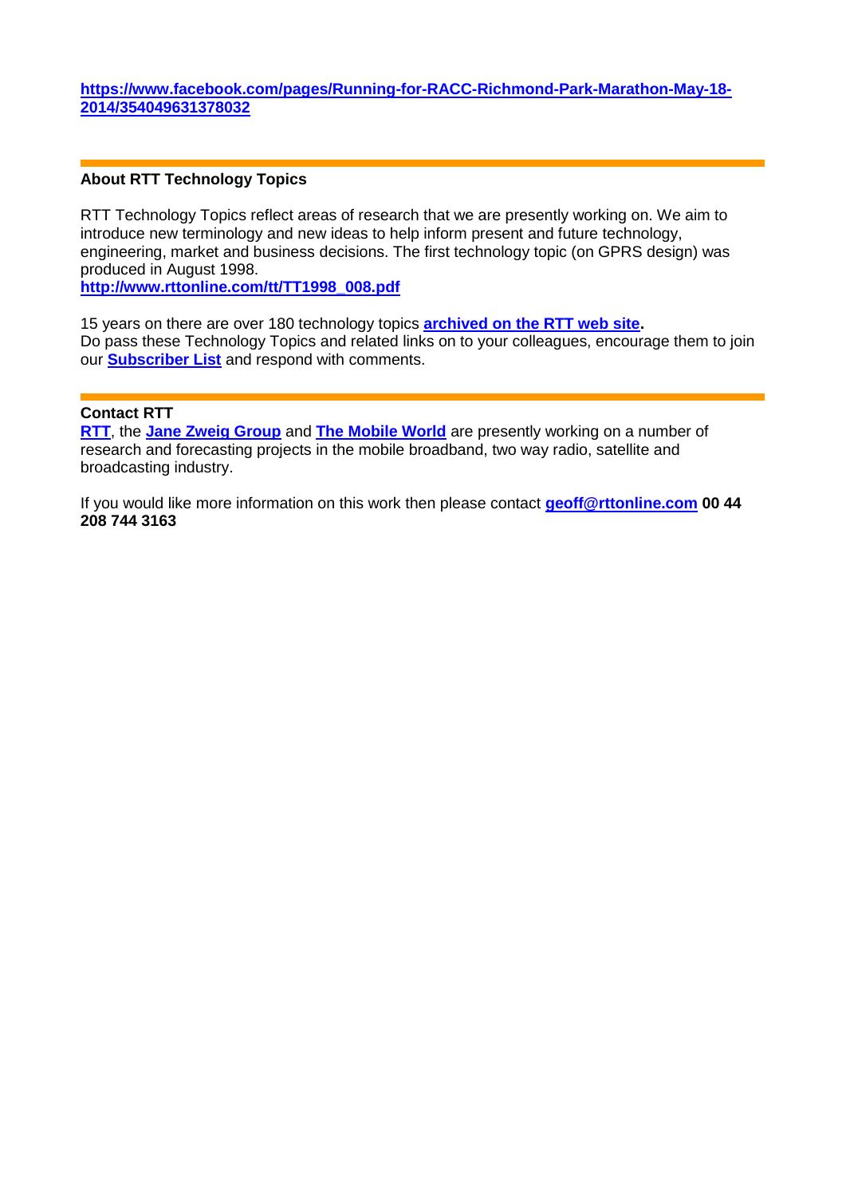**https://www.facebook.com/pages/Running-for-RACC-Richmond-Park-Marathon-May-18-2014/354049631378032**

---

**About RTT Technology Topics**

RTT Technology Topics reflect areas of research that we are presently working on. We aim to introduce new terminology and new ideas to help inform present and future technology, engineering, market and business decisions. The first technology topic (on GPRS design) was produced in August 1998.
**http://www.rttonline.com/tt/TT1998_008.pdf**

15 years on there are over 180 technology topics **archived on the RTT web site.**
Do pass these Technology Topics and related links on to your colleagues, encourage them to join our **Subscriber List** and respond with comments.

---

**Contact RTT**
**RTT**, the **Jane Zweig Group** and **The Mobile World** are presently working on a number of research and forecasting projects in the mobile broadband, two way radio, satellite and broadcasting industry.

If you would like more information on this work then please contact **geoff@rttonline.com** **00 44 208 744 3163**